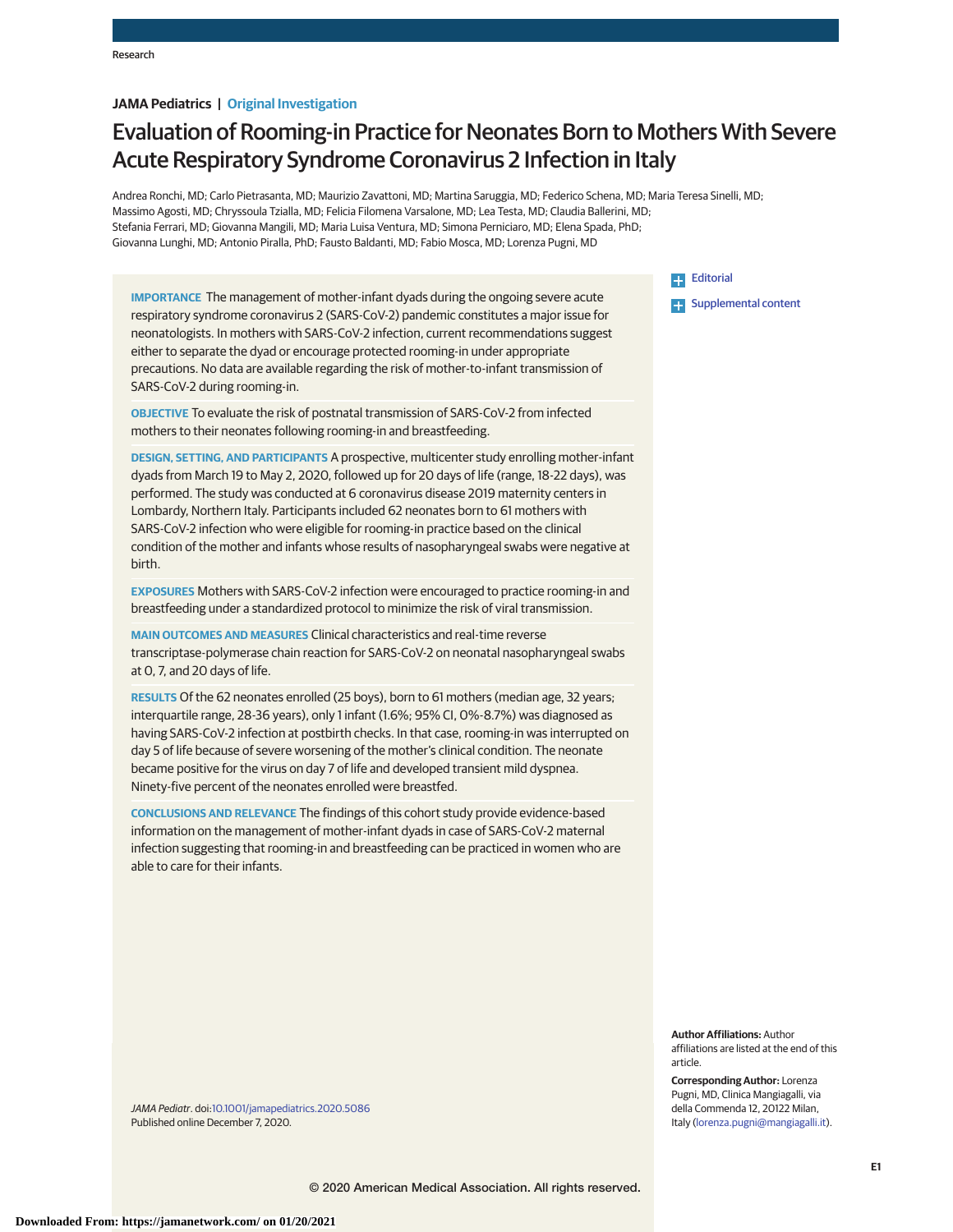JAMA Pediatrics | Original Investigation

# Evaluation of Rooming-in Practice for Neonates Born to Mothers With Severe Acute Respiratory Syndrome Coronavirus 2 Infection in Italy

Andrea Ronchi, MD; Carlo Pietrasanta, MD; Maurizio Zavattoni, MD; Martina Saruggia, MD; Federico Schena, MD; Maria Teresa Sinelli, MD; Massimo Agosti, MD; Chryssoula Tzialla, MD; Felicia Filomena Varsalone, MD; Lea Testa, MD; Claudia Ballerini, MD; Stefania Ferrari, MD; Giovanna Mangili, MD; Maria Luisa Ventura, MD; Simona Perniciaro, MD; Elena Spada, PhD; Giovanna Lunghi, MD; Antonio Piralla, PhD; Fausto Baldanti, MD; Fabio Mosca, MD; Lorenza Pugni, MD

**IMPORTANCE** The management of mother-infant dyads during the ongoing severe acute respiratory syndrome coronavirus 2 (SARS-CoV-2) pandemic constitutes a major issue for neonatologists. In mothers with SARS-CoV-2 infection, current recommendations suggest either to separate the dyad or encourage protected rooming-in under appropriate precautions. No data are available regarding the risk of mother-to-infant transmission of SARS-CoV-2 during rooming-in.

**OBJECTIVE** To evaluate the risk of postnatal transmission of SARS-CoV-2 from infected mothers to their neonates following rooming-in and breastfeeding.

**DESIGN, SETTING, AND PARTICIPANTS** A prospective, multicenter study enrolling mother-infant dyads from March 19 to May 2, 2020, followed up for 20 days of life (range, 18-22 days), was performed. The study was conducted at 6 coronavirus disease 2019 maternity centers in Lombardy, Northern Italy. Participants included 62 neonates born to 61 mothers with SARS-CoV-2 infection who were eligible for rooming-in practice based on the clinical condition of the mother and infants whose results of nasopharyngeal swabs were negative at birth.

**EXPOSURES** Mothers with SARS-CoV-2 infection were encouraged to practice rooming-in and breastfeeding under a standardized protocol to minimize the risk of viral transmission.

**MAIN OUTCOMES AND MEASURES** Clinical characteristics and real-time reverse transcriptase-polymerase chain reaction for SARS-CoV-2 on neonatal nasopharyngeal swabs at 0, 7, and 20 days of life.

**RESULTS** Of the 62 neonates enrolled (25 boys), born to 61 mothers (median age, 32 years; interquartile range, 28-36 years), only 1 infant (1.6%; 95% CI, 0%-8.7%) was diagnosed as having SARS-CoV-2 infection at postbirth checks. In that case, rooming-in was interrupted on day 5 of life because of severe worsening of the mother's clinical condition. The neonate became positive for the virus on day 7 of life and developed transient mild dyspnea. Ninety-five percent of the neonates enrolled were breastfed.

**CONCLUSIONS AND RELEVANCE** The findings of this cohort study provide evidence-based information on the management of mother-infant dyads in case of SARS-CoV-2 maternal infection suggesting that rooming-in and breastfeeding can be practiced in women who are able to care for their infants.

*JAMA Pediatr*. doi:10.1001/jamapediatrics.2020.5086
Published online December 7, 2020.

Editorial

Supplemental content

**Author Affiliations:** Author affiliations are listed at the end of this article.

**Corresponding Author:** Lorenza Pugni, MD, Clinica Mangiagalli, via della Commenda 12, 20122 Milan, Italy (lorenza.pugni@mangiagalli.it).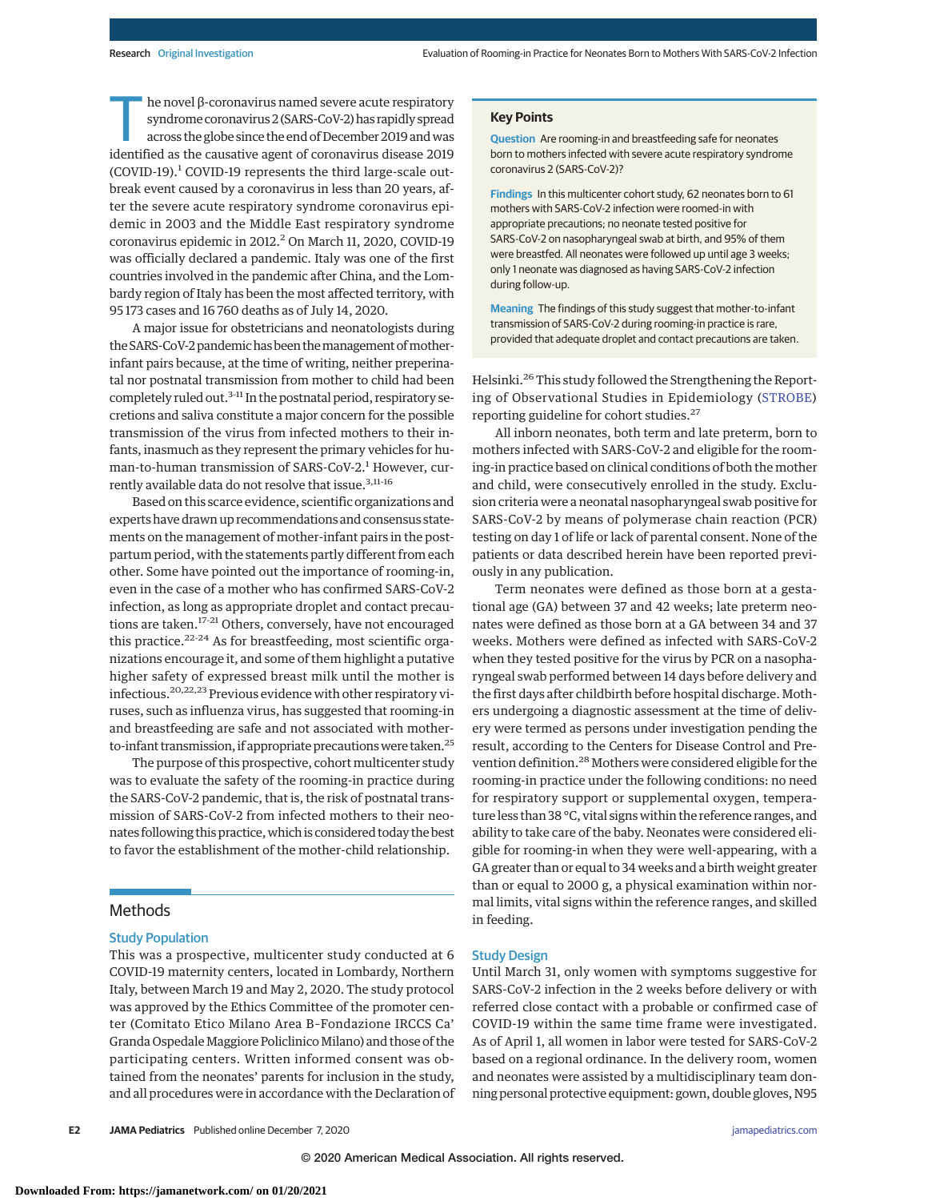The novel β-coronavirus named severe acute respiratory syndrome coronavirus 2 (SARS-CoV-2) has rapidly spread across the globe since the end of December 2019 and was identified as the causative agent of coronavirus disease 2019 (COVID-19).[1] COVID-19 represents the third large-scale outbreak event caused by a coronavirus in less than 20 years, after the severe acute respiratory syndrome coronavirus epidemic in 2003 and the Middle East respiratory syndrome coronavirus epidemic in 2012.[2] On March 11, 2020, COVID-19 was officially declared a pandemic. Italy was one of the first countries involved in the pandemic after China, and the Lombardy region of Italy has been the most affected territory, with 95 173 cases and 16 760 deaths as of July 14, 2020.

A major issue for obstetricians and neonatologists during the SARS-CoV-2 pandemic has been the management of mother-infant pairs because, at the time of writing, neither preperinatal nor postnatal transmission from mother to child had been completely ruled out.[3-11] In the postnatal period, respiratory secretions and saliva constitute a major concern for the possible transmission of the virus from infected mothers to their infants, inasmuch as they represent the primary vehicles for human-to-human transmission of SARS-CoV-2.[1] However, currently available data do not resolve that issue.[3,11-16]

Based on this scarce evidence, scientific organizations and experts have drawn up recommendations and consensus statements on the management of mother-infant pairs in the postpartum period, with the statements partly different from each other. Some have pointed out the importance of rooming-in, even in the case of a mother who has confirmed SARS-CoV-2 infection, as long as appropriate droplet and contact precautions are taken.[17-21] Others, conversely, have not encouraged this practice.[22-24] As for breastfeeding, most scientific organizations encourage it, and some of them highlight a putative higher safety of expressed breast milk until the mother is infectious.[20,22,23] Previous evidence with other respiratory viruses, such as influenza virus, has suggested that rooming-in and breastfeeding are safe and not associated with mother-to-infant transmission, if appropriate precautions were taken.[25]

The purpose of this prospective, cohort multicenter study was to evaluate the safety of the rooming-in practice during the SARS-CoV-2 pandemic, that is, the risk of postnatal transmission of SARS-CoV-2 from infected mothers to their neonates following this practice, which is considered today the best to favor the establishment of the mother-child relationship.

> **Key Points**
>
> **Question** Are rooming-in and breastfeeding safe for neonates born to mothers infected with severe acute respiratory syndrome coronavirus 2 (SARS-CoV-2)?
>
> **Findings** In this multicenter cohort study, 62 neonates born to 61 mothers with SARS-CoV-2 infection were roomed-in with appropriate precautions; no neonate tested positive for SARS-CoV-2 on nasopharyngeal swab at birth, and 95% of them were breastfed. All neonates were followed up until age 3 weeks; only 1 neonate was diagnosed as having SARS-CoV-2 infection during follow-up.
>
> **Meaning** The findings of this study suggest that mother-to-infant transmission of SARS-CoV-2 during rooming-in practice is rare, provided that adequate droplet and contact precautions are taken.

## Methods

### Study Population

This was a prospective, multicenter study conducted at 6 COVID-19 maternity centers, located in Lombardy, Northern Italy, between March 19 and May 2, 2020. The study protocol was approved by the Ethics Committee of the promoter center (Comitato Etico Milano Area B–Fondazione IRCCS Ca' Granda Ospedale Maggiore Policlinico Milano) and those of the participating centers. Written informed consent was obtained from the neonates' parents for inclusion in the study, and all procedures were in accordance with the Declaration of Helsinki.[26] This study followed the Strengthening the Reporting of Observational Studies in Epidemiology (STROBE) reporting guideline for cohort studies.[27]

All inborn neonates, both term and late preterm, born to mothers infected with SARS-CoV-2 and eligible for the rooming-in practice based on clinical conditions of both the mother and child, were consecutively enrolled in the study. Exclusion criteria were a neonatal nasopharyngeal swab positive for SARS-CoV-2 by means of polymerase chain reaction (PCR) testing on day 1 of life or lack of parental consent. None of the patients or data described herein have been reported previously in any publication.

Term neonates were defined as those born at a gestational age (GA) between 37 and 42 weeks; late preterm neonates were defined as those born at a GA between 34 and 37 weeks. Mothers were defined as infected with SARS-CoV-2 when they tested positive for the virus by PCR on a nasopharyngeal swab performed between 14 days before delivery and the first days after childbirth before hospital discharge. Mothers undergoing a diagnostic assessment at the time of delivery were termed as persons under investigation pending the result, according to the Centers for Disease Control and Prevention definition.[28] Mothers were considered eligible for the rooming-in practice under the following conditions: no need for respiratory support or supplemental oxygen, temperature less than 38 °C, vital signs within the reference ranges, and ability to take care of the baby. Neonates were considered eligible for rooming-in when they were well-appearing, with a GA greater than or equal to 34 weeks and a birth weight greater than or equal to 2000 g, a physical examination within normal limits, vital signs within the reference ranges, and skilled in feeding.

### Study Design

Until March 31, only women with symptoms suggestive for SARS-CoV-2 infection in the 2 weeks before delivery or with referred close contact with a probable or confirmed case of COVID-19 within the same time frame were investigated. As of April 1, all women in labor were tested for SARS-CoV-2 based on a regional ordinance. In the delivery room, women and neonates were assisted by a multidisciplinary team donning personal protective equipment: gown, double gloves, N95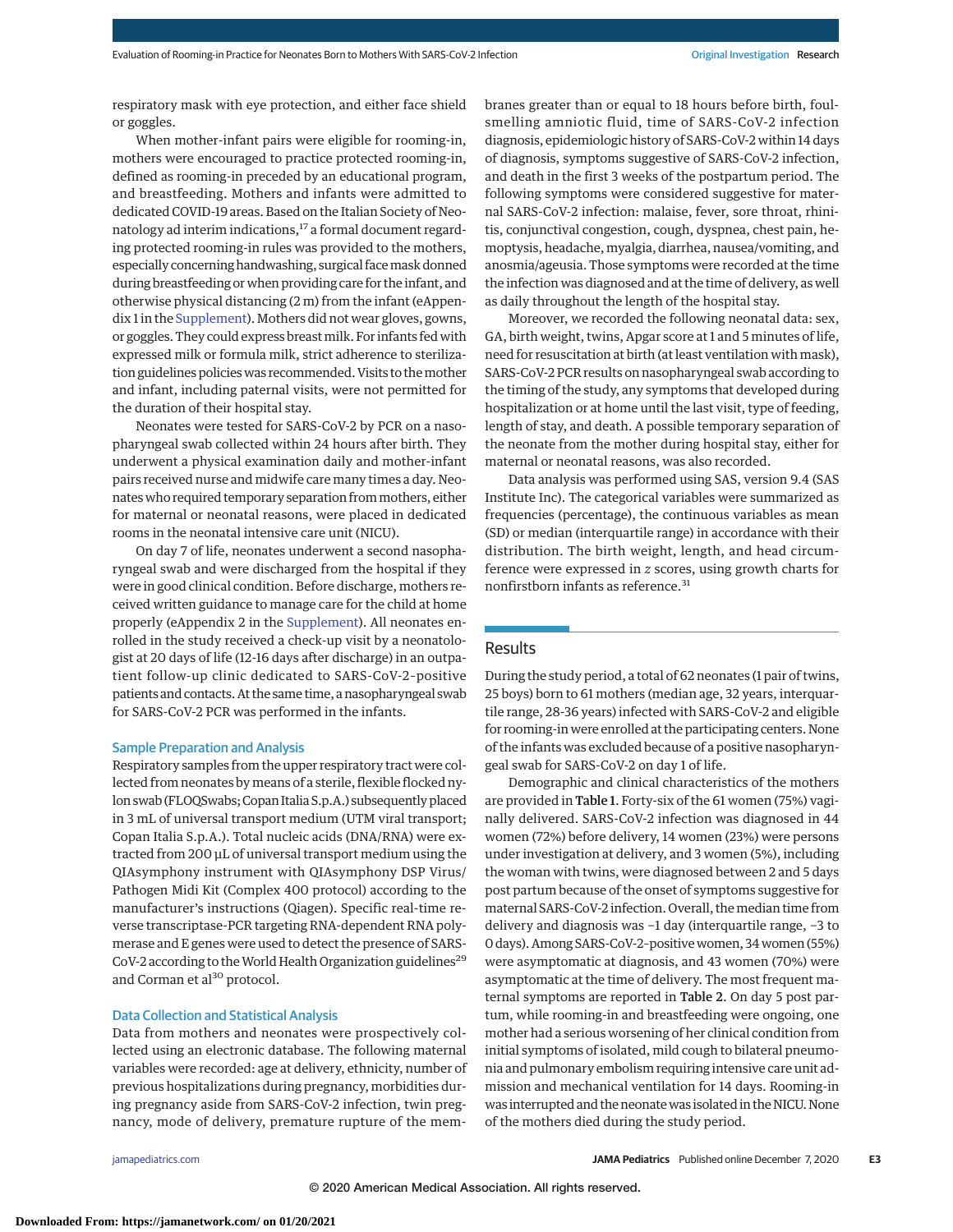respiratory mask with eye protection, and either face shield or goggles.

When mother-infant pairs were eligible for rooming-in, mothers were encouraged to practice protected rooming-in, defined as rooming-in preceded by an educational program, and breastfeeding. Mothers and infants were admitted to dedicated COVID-19 areas. Based on the Italian Society of Neonatology ad interim indications,[17] a formal document regarding protected rooming-in rules was provided to the mothers, especially concerning handwashing, surgical face mask donned during breastfeeding or when providing care for the infant, and otherwise physical distancing (2 m) from the infant (eAppendix 1 in the Supplement). Mothers did not wear gloves, gowns, or goggles. They could express breast milk. For infants fed with expressed milk or formula milk, strict adherence to sterilization guidelines policies was recommended. Visits to the mother and infant, including paternal visits, were not permitted for the duration of their hospital stay.

Neonates were tested for SARS-CoV-2 by PCR on a nasopharyngeal swab collected within 24 hours after birth. They underwent a physical examination daily and mother-infant pairs received nurse and midwife care many times a day. Neonates who required temporary separation from mothers, either for maternal or neonatal reasons, were placed in dedicated rooms in the neonatal intensive care unit (NICU).

On day 7 of life, neonates underwent a second nasopharyngeal swab and were discharged from the hospital if they were in good clinical condition. Before discharge, mothers received written guidance to manage care for the child at home properly (eAppendix 2 in the Supplement). All neonates enrolled in the study received a check-up visit by a neonatologist at 20 days of life (12-16 days after discharge) in an outpatient follow-up clinic dedicated to SARS-CoV-2–positive patients and contacts. At the same time, a nasopharyngeal swab for SARS-CoV-2 PCR was performed in the infants.

### Sample Preparation and Analysis

Respiratory samples from the upper respiratory tract were collected from neonates by means of a sterile, flexible flocked nylon swab (FLOQSwabs; Copan Italia S.p.A.) subsequently placed in 3 mL of universal transport medium (UTM viral transport; Copan Italia S.p.A.). Total nucleic acids (DNA/RNA) were extracted from 200 μL of universal transport medium using the QIAsymphony instrument with QIAsymphony DSP Virus/Pathogen Midi Kit (Complex 400 protocol) according to the manufacturer's instructions (Qiagen). Specific real-time reverse transcriptase-PCR targeting RNA-dependent RNA polymerase and E genes were used to detect the presence of SARS-CoV-2 according to the World Health Organization guidelines[29] and Corman et al[30] protocol.

### Data Collection and Statistical Analysis

Data from mothers and neonates were prospectively collected using an electronic database. The following maternal variables were recorded: age at delivery, ethnicity, number of previous hospitalizations during pregnancy, morbidities during pregnancy aside from SARS-CoV-2 infection, twin pregnancy, mode of delivery, premature rupture of the membranes greater than or equal to 18 hours before birth, foul-smelling amniotic fluid, time of SARS-CoV-2 infection diagnosis, epidemiologic history of SARS-CoV-2 within 14 days of diagnosis, symptoms suggestive of SARS-CoV-2 infection, and death in the first 3 weeks of the postpartum period. The following symptoms were considered suggestive for maternal SARS-CoV-2 infection: malaise, fever, sore throat, rhinitis, conjunctival congestion, cough, dyspnea, chest pain, hemoptysis, headache, myalgia, diarrhea, nausea/vomiting, and anosmia/ageusia. Those symptoms were recorded at the time the infection was diagnosed and at the time of delivery, as well as daily throughout the length of the hospital stay.

Moreover, we recorded the following neonatal data: sex, GA, birth weight, twins, Apgar score at 1 and 5 minutes of life, need for resuscitation at birth (at least ventilation with mask), SARS-CoV-2 PCR results on nasopharyngeal swab according to the timing of the study, any symptoms that developed during hospitalization or at home until the last visit, type of feeding, length of stay, and death. A possible temporary separation of the neonate from the mother during hospital stay, either for maternal or neonatal reasons, was also recorded.

Data analysis was performed using SAS, version 9.4 (SAS Institute Inc). The categorical variables were summarized as frequencies (percentage), the continuous variables as mean (SD) or median (interquartile range) in accordance with their distribution. The birth weight, length, and head circumference were expressed in *z* scores, using growth charts for nonfirstborn infants as reference.[31]

## Results

During the study period, a total of 62 neonates (1 pair of twins, 25 boys) born to 61 mothers (median age, 32 years, interquartile range, 28-36 years) infected with SARS-CoV-2 and eligible for rooming-in were enrolled at the participating centers. None of the infants was excluded because of a positive nasopharyngeal swab for SARS-CoV-2 on day 1 of life.

Demographic and clinical characteristics of the mothers are provided in **Table 1**. Forty-six of the 61 women (75%) vaginally delivered. SARS-CoV-2 infection was diagnosed in 44 women (72%) before delivery, 14 women (23%) were persons under investigation at delivery, and 3 women (5%), including the woman with twins, were diagnosed between 2 and 5 days post partum because of the onset of symptoms suggestive for maternal SARS-CoV-2 infection. Overall, the median time from delivery and diagnosis was −1 day (interquartile range, −3 to 0 days). Among SARS-CoV-2–positive women, 34 women (55%) were asymptomatic at diagnosis, and 43 women (70%) were asymptomatic at the time of delivery. The most frequent maternal symptoms are reported in **Table 2**. On day 5 post partum, while rooming-in and breastfeeding were ongoing, one mother had a serious worsening of her clinical condition from initial symptoms of isolated, mild cough to bilateral pneumonia and pulmonary embolism requiring intensive care unit admission and mechanical ventilation for 14 days. Rooming-in was interrupted and the neonate was isolated in the NICU. None of the mothers died during the study period.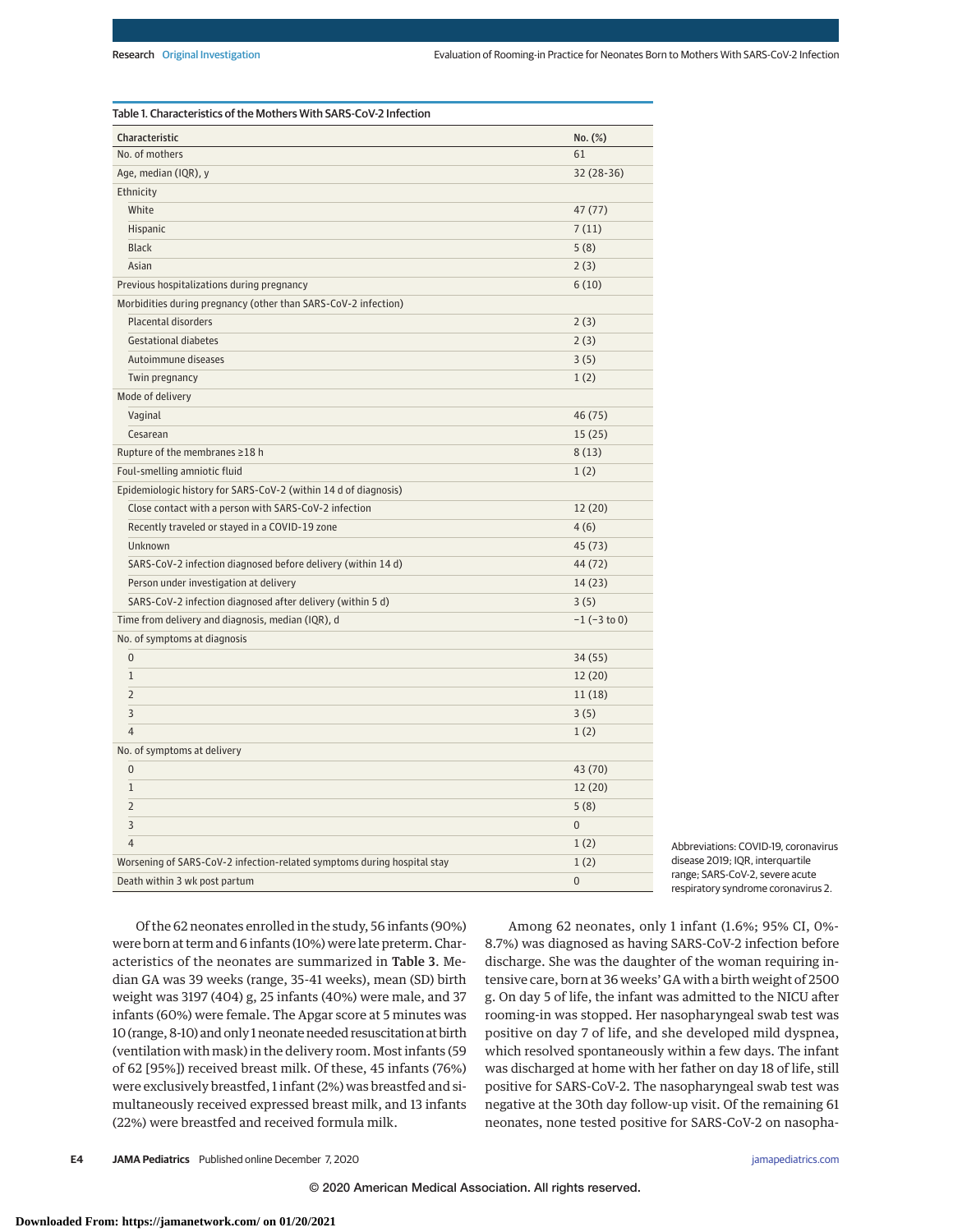Table 1. Characteristics of the Mothers With SARS-CoV-2 Infection

| Characteristic | No. (%) |
|---|---|
| No. of mothers | 61 |
| Age, median (IQR), y | 32 (28-36) |
| Ethnicity | |
| White | 47 (77) |
| Hispanic | 7 (11) |
| Black | 5 (8) |
| Asian | 2 (3) |
| Previous hospitalizations during pregnancy | 6 (10) |
| Morbidities during pregnancy (other than SARS-CoV-2 infection) | |
| Placental disorders | 2 (3) |
| Gestational diabetes | 2 (3) |
| Autoimmune diseases | 3 (5) |
| Twin pregnancy | 1 (2) |
| Mode of delivery | |
| Vaginal | 46 (75) |
| Cesarean | 15 (25) |
| Rupture of the membranes ≥18 h | 8 (13) |
| Foul-smelling amniotic fluid | 1 (2) |
| Epidemiologic history for SARS-CoV-2 (within 14 d of diagnosis) | |
| Close contact with a person with SARS-CoV-2 infection | 12 (20) |
| Recently traveled or stayed in a COVID-19 zone | 4 (6) |
| Unknown | 45 (73) |
| SARS-CoV-2 infection diagnosed before delivery (within 14 d) | 44 (72) |
| Person under investigation at delivery | 14 (23) |
| SARS-CoV-2 infection diagnosed after delivery (within 5 d) | 3 (5) |
| Time from delivery and diagnosis, median (IQR), d | −1 (−3 to 0) |
| No. of symptoms at diagnosis | |
| 0 | 34 (55) |
| 1 | 12 (20) |
| 2 | 11 (18) |
| 3 | 3 (5) |
| 4 | 1 (2) |
| No. of symptoms at delivery | |
| 0 | 43 (70) |
| 1 | 12 (20) |
| 2 | 5 (8) |
| 3 | 0 |
| 4 | 1 (2) |
| Worsening of SARS-CoV-2 infection-related symptoms during hospital stay | 1 (2) |
| Death within 3 wk post partum | 0 |

Abbreviations: COVID-19, coronavirus disease 2019; IQR, interquartile range; SARS-CoV-2, severe acute respiratory syndrome coronavirus 2.

Of the 62 neonates enrolled in the study, 56 infants (90%) were born at term and 6 infants (10%) were late preterm. Characteristics of the neonates are summarized in **Table 3**. Median GA was 39 weeks (range, 35-41 weeks), mean (SD) birth weight was 3197 (404) g, 25 infants (40%) were male, and 37 infants (60%) were female. The Apgar score at 5 minutes was 10 (range, 8-10) and only 1 neonate needed resuscitation at birth (ventilation with mask) in the delivery room. Most infants (59 of 62 [95%]) received breast milk. Of these, 45 infants (76%) were exclusively breastfed, 1 infant (2%) was breastfed and simultaneously received expressed breast milk, and 13 infants (22%) were breastfed and received formula milk.

Among 62 neonates, only 1 infant (1.6%; 95% CI, 0%-8.7%) was diagnosed as having SARS-CoV-2 infection before discharge. She was the daughter of the woman requiring intensive care, born at 36 weeks' GA with a birth weight of 2500 g. On day 5 of life, the infant was admitted to the NICU after rooming-in was stopped. Her nasopharyngeal swab test was positive on day 7 of life, and she developed mild dyspnea, which resolved spontaneously within a few days. The infant was discharged at home with her father on day 18 of life, still positive for SARS-CoV-2. The nasopharyngeal swab test was negative at the 30th day follow-up visit. Of the remaining 61 neonates, none tested positive for SARS-CoV-2 on nasopha-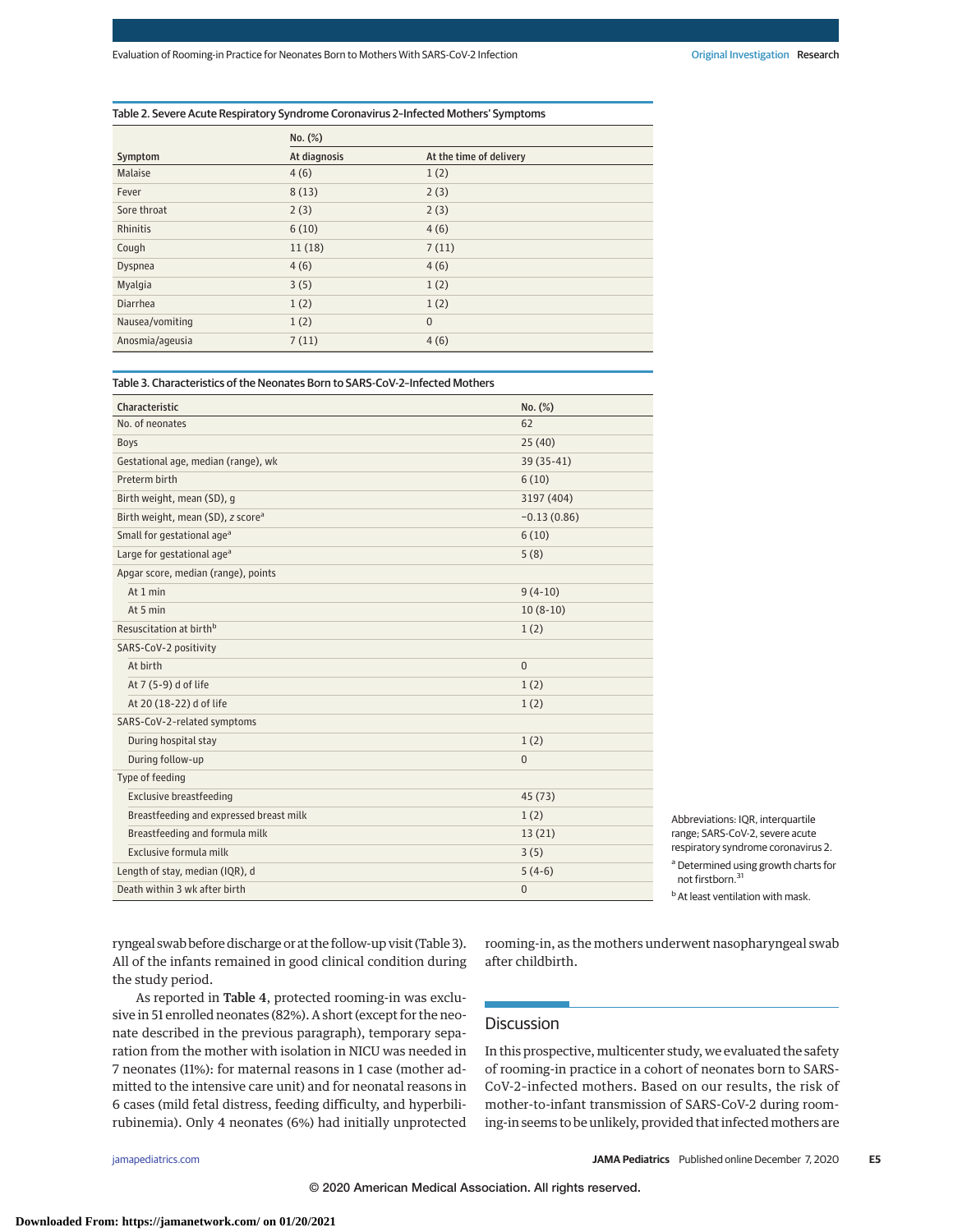Table 2. Severe Acute Respiratory Syndrome Coronavirus 2–Infected Mothers' Symptoms

| Symptom | No. (%) | |
|---|---|---|
| | At diagnosis | At the time of delivery |
| Malaise | 4 (6) | 1 (2) |
| Fever | 8 (13) | 2 (3) |
| Sore throat | 2 (3) | 2 (3) |
| Rhinitis | 6 (10) | 4 (6) |
| Cough | 11 (18) | 7 (11) |
| Dyspnea | 4 (6) | 4 (6) |
| Myalgia | 3 (5) | 1 (2) |
| Diarrhea | 1 (2) | 1 (2) |
| Nausea/vomiting | 1 (2) | 0 |
| Anosmia/ageusia | 7 (11) | 4 (6) |

Table 3. Characteristics of the Neonates Born to SARS-CoV-2–Infected Mothers

| Characteristic | No. (%) |
|---|---|
| No. of neonates | 62 |
| Boys | 25 (40) |
| Gestational age, median (range), wk | 39 (35-41) |
| Preterm birth | 6 (10) |
| Birth weight, mean (SD), g | 3197 (404) |
| Birth weight, mean (SD), z score[a] | −0.13 (0.86) |
| Small for gestational age[a] | 6 (10) |
| Large for gestational age[a] | 5 (8) |
| Apgar score, median (range), points | |
| At 1 min | 9 (4-10) |
| At 5 min | 10 (8-10) |
| Resuscitation at birth[b] | 1 (2) |
| SARS-CoV-2 positivity | |
| At birth | 0 |
| At 7 (5-9) d of life | 1 (2) |
| At 20 (18-22) d of life | 1 (2) |
| SARS-CoV-2-related symptoms | |
| During hospital stay | 1 (2) |
| During follow-up | 0 |
| Type of feeding | |
| Exclusive breastfeeding | 45 (73) |
| Breastfeeding and expressed breast milk | 1 (2) |
| Breastfeeding and formula milk | 13 (21) |
| Exclusive formula milk | 3 (5) |
| Length of stay, median (IQR), d | 5 (4-6) |
| Death within 3 wk after birth | 0 |

Abbreviations: IQR, interquartile range; SARS-CoV-2, severe acute respiratory syndrome coronavirus 2.

[a] Determined using growth charts for not firstborn.[31]

[b] At least ventilation with mask.

ryngeal swab before discharge or at the follow-up visit (Table 3). All of the infants remained in good clinical condition during the study period.

As reported in **Table 4**, protected rooming-in was exclusive in 51 enrolled neonates (82%). A short (except for the neonate described in the previous paragraph), temporary separation from the mother with isolation in NICU was needed in 7 neonates (11%): for maternal reasons in 1 case (mother admitted to the intensive care unit) and for neonatal reasons in 6 cases (mild fetal distress, feeding difficulty, and hyperbilirubinemia). Only 4 neonates (6%) had initially unprotected rooming-in, as the mothers underwent nasopharyngeal swab after childbirth.

## Discussion

In this prospective, multicenter study, we evaluated the safety of rooming-in practice in a cohort of neonates born to SARS-CoV-2–infected mothers. Based on our results, the risk of mother-to-infant transmission of SARS-CoV-2 during rooming-in seems to be unlikely, provided that infected mothers are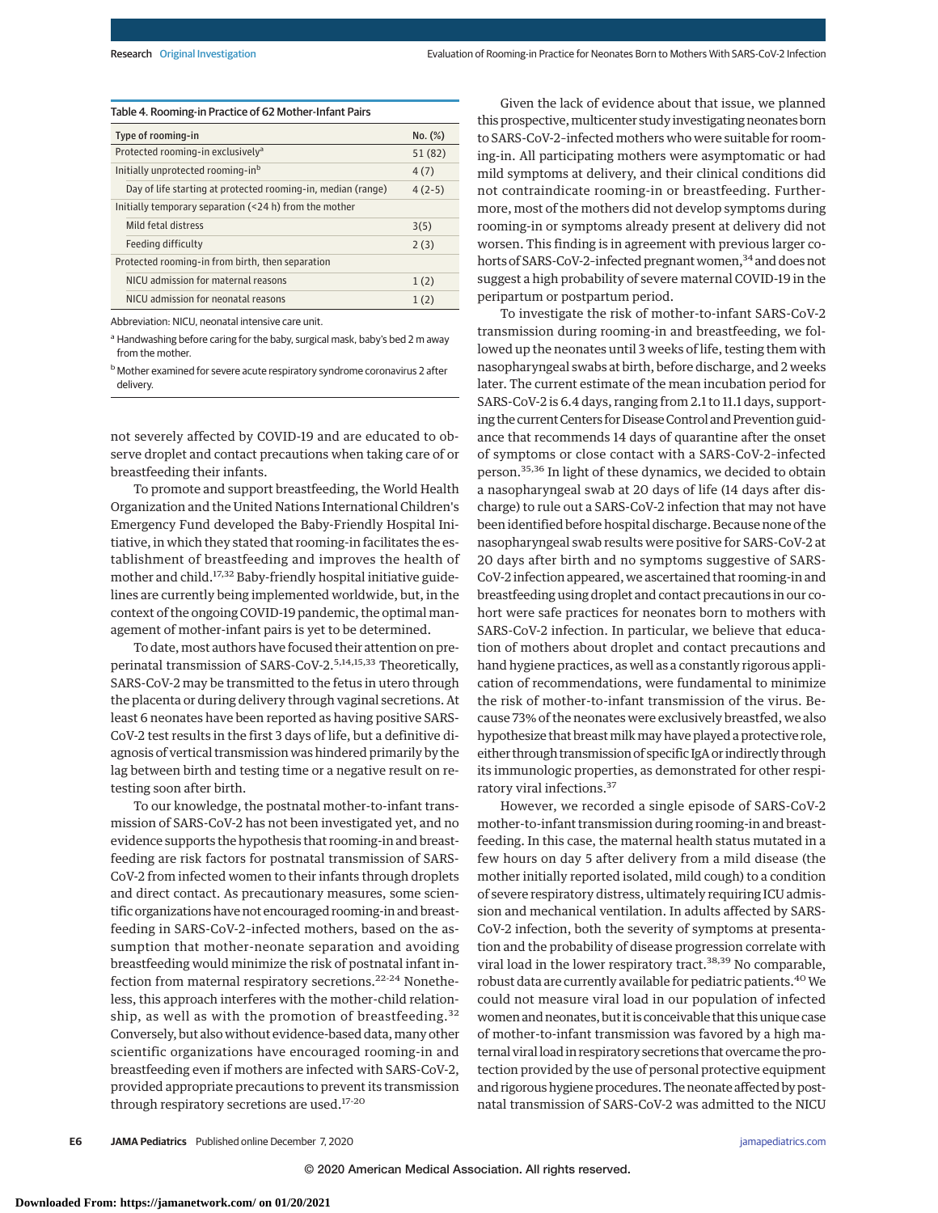Table 4. Rooming-in Practice of 62 Mother-Infant Pairs

| Type of rooming-in | No. (%) |
|---|---|
| Protected rooming-in exclusively[a] | 51 (82) |
| Initially unprotected rooming-in[b] | 4 (7) |
| Day of life starting at protected rooming-in, median (range) | 4 (2-5) |
| Initially temporary separation (<24 h) from the mother | |
| Mild fetal distress | 3(5) |
| Feeding difficulty | 2 (3) |
| Protected rooming-in from birth, then separation | |
| NICU admission for maternal reasons | 1 (2) |
| NICU admission for neonatal reasons | 1 (2) |

Abbreviation: NICU, neonatal intensive care unit.

[a] Handwashing before caring for the baby, surgical mask, baby's bed 2 m away from the mother.

[b] Mother examined for severe acute respiratory syndrome coronavirus 2 after delivery.

not severely affected by COVID-19 and are educated to observe droplet and contact precautions when taking care of or breastfeeding their infants.

To promote and support breastfeeding, the World Health Organization and the United Nations International Children's Emergency Fund developed the Baby-Friendly Hospital Initiative, in which they stated that rooming-in facilitates the establishment of breastfeeding and improves the health of mother and child.[17,32] Baby-friendly hospital initiative guidelines are currently being implemented worldwide, but, in the context of the ongoing COVID-19 pandemic, the optimal management of mother-infant pairs is yet to be determined.

To date, most authors have focused their attention on preperinatal transmission of SARS-CoV-2.[5,14,15,33] Theoretically, SARS-CoV-2 may be transmitted to the fetus in utero through the placenta or during delivery through vaginal secretions. At least 6 neonates have been reported as having positive SARS-CoV-2 test results in the first 3 days of life, but a definitive diagnosis of vertical transmission was hindered primarily by the lag between birth and testing time or a negative result on retesting soon after birth.

To our knowledge, the postnatal mother-to-infant transmission of SARS-CoV-2 has not been investigated yet, and no evidence supports the hypothesis that rooming-in and breastfeeding are risk factors for postnatal transmission of SARS-CoV-2 from infected women to their infants through droplets and direct contact. As precautionary measures, some scientific organizations have not encouraged rooming-in and breastfeeding in SARS-CoV-2–infected mothers, based on the assumption that mother-neonate separation and avoiding breastfeeding would minimize the risk of postnatal infant infection from maternal respiratory secretions.[22-24] Nonetheless, this approach interferes with the mother-child relationship, as well as with the promotion of breastfeeding.[32] Conversely, but also without evidence-based data, many other scientific organizations have encouraged rooming-in and breastfeeding even if mothers are infected with SARS-CoV-2, provided appropriate precautions to prevent its transmission through respiratory secretions are used.[17-20]

Given the lack of evidence about that issue, we planned this prospective, multicenter study investigating neonates born to SARS-CoV-2–infected mothers who were suitable for rooming-in. All participating mothers were asymptomatic or had mild symptoms at delivery, and their clinical conditions did not contraindicate rooming-in or breastfeeding. Furthermore, most of the mothers did not develop symptoms during rooming-in or symptoms already present at delivery did not worsen. This finding is in agreement with previous larger cohorts of SARS-CoV-2–infected pregnant women,[34] and does not suggest a high probability of severe maternal COVID-19 in the peripartum or postpartum period.

To investigate the risk of mother-to-infant SARS-CoV-2 transmission during rooming-in and breastfeeding, we followed up the neonates until 3 weeks of life, testing them with nasopharyngeal swabs at birth, before discharge, and 2 weeks later. The current estimate of the mean incubation period for SARS-CoV-2 is 6.4 days, ranging from 2.1 to 11.1 days, supporting the current Centers for Disease Control and Prevention guidance that recommends 14 days of quarantine after the onset of symptoms or close contact with a SARS-CoV-2–infected person.[35,36] In light of these dynamics, we decided to obtain a nasopharyngeal swab at 20 days of life (14 days after discharge) to rule out a SARS-CoV-2 infection that may not have been identified before hospital discharge. Because none of the nasopharyngeal swab results were positive for SARS-CoV-2 at 20 days after birth and no symptoms suggestive of SARS-CoV-2 infection appeared, we ascertained that rooming-in and breastfeeding using droplet and contact precautions in our cohort were safe practices for neonates born to mothers with SARS-CoV-2 infection. In particular, we believe that education of mothers about droplet and contact precautions and hand hygiene practices, as well as a constantly rigorous application of recommendations, were fundamental to minimize the risk of mother-to-infant transmission of the virus. Because 73% of the neonates were exclusively breastfed, we also hypothesize that breast milk may have played a protective role, either through transmission of specific IgA or indirectly through its immunologic properties, as demonstrated for other respiratory viral infections.[37]

However, we recorded a single episode of SARS-CoV-2 mother-to-infant transmission during rooming-in and breastfeeding. In this case, the maternal health status mutated in a few hours on day 5 after delivery from a mild disease (the mother initially reported isolated, mild cough) to a condition of severe respiratory distress, ultimately requiring ICU admission and mechanical ventilation. In adults affected by SARS-CoV-2 infection, both the severity of symptoms at presentation and the probability of disease progression correlate with viral load in the lower respiratory tract.[38,39] No comparable, robust data are currently available for pediatric patients.[40] We could not measure viral load in our population of infected women and neonates, but it is conceivable that this unique case of mother-to-infant transmission was favored by a high maternal viral load in respiratory secretions that overcame the protection provided by the use of personal protective equipment and rigorous hygiene procedures. The neonate affected by postnatal transmission of SARS-CoV-2 was admitted to the NICU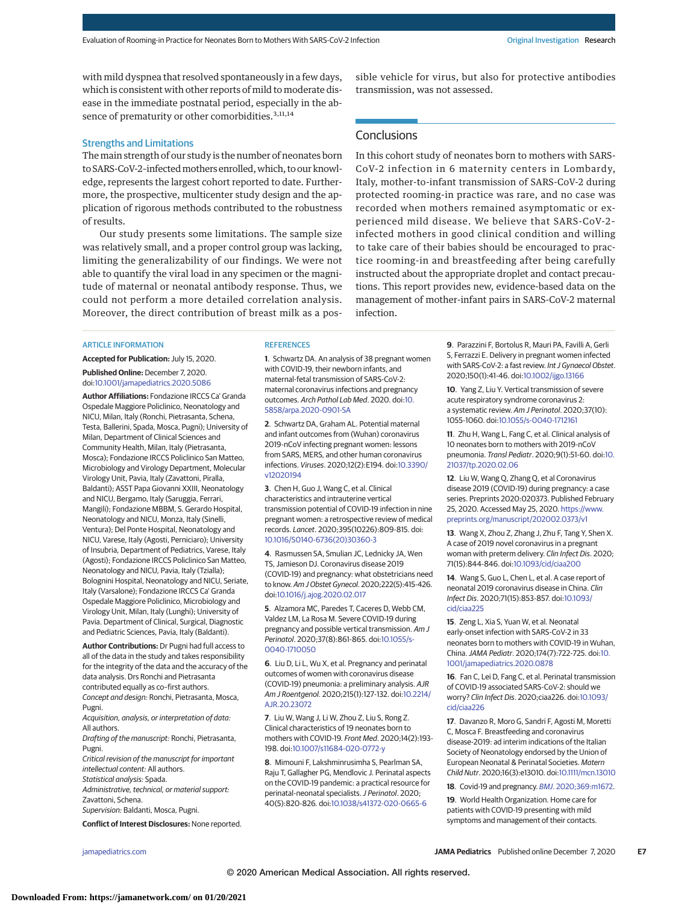with mild dyspnea that resolved spontaneously in a few days, which is consistent with other reports of mild to moderate disease in the immediate postnatal period, especially in the absence of prematurity or other comorbidities.[3,11,14]

### Strengths and Limitations

The main strength of our study is the number of neonates born to SARS-CoV-2–infected mothers enrolled, which, to our knowledge, represents the largest cohort reported to date. Furthermore, the prospective, multicenter study design and the application of rigorous methods contributed to the robustness of results.

Our study presents some limitations. The sample size was relatively small, and a proper control group was lacking, limiting the generalizability of our findings. We were not able to quantify the viral load in any specimen or the magnitude of maternal or neonatal antibody response. Thus, we could not perform a more detailed correlation analysis. Moreover, the direct contribution of breast milk as a possible vehicle for virus, but also for protective antibodies transmission, was not assessed.

## Conclusions

In this cohort study of neonates born to mothers with SARS-CoV-2 infection in 6 maternity centers in Lombardy, Italy, mother-to-infant transmission of SARS-CoV-2 during protected rooming-in practice was rare, and no case was recorded when mothers remained asymptomatic or experienced mild disease. We believe that SARS-CoV-2–infected mothers in good clinical condition and willing to take care of their babies should be encouraged to practice rooming-in and breastfeeding after being carefully instructed about the appropriate droplet and contact precautions. This report provides new, evidence-based data on the management of mother-infant pairs in SARS-CoV-2 maternal infection.

### ARTICLE INFORMATION

**Accepted for Publication:** July 15, 2020.

**Published Online:** December 7, 2020. doi:10.1001/jamapediatrics.2020.5086

**Author Affiliations:** Fondazione IRCCS Ca' Granda Ospedale Maggiore Policlinico, Neonatology and NICU, Milan, Italy (Ronchi, Pietrasanta, Schena, Testa, Ballerini, Spada, Mosca, Pugni); University of Milan, Department of Clinical Sciences and Community Health, Milan, Italy (Pietrasanta, Mosca); Fondazione IRCCS Policlinico San Matteo, Microbiology and Virology Department, Molecular Virology Unit, Pavia, Italy (Zavattoni, Piralla, Baldanti); ASST Papa Giovanni XXIII, Neonatology and NICU, Bergamo, Italy (Saruggia, Ferrari, Mangili); Fondazione MBBM, S. Gerardo Hospital, Neonatology and NICU, Monza, Italy (Sinelli, Ventura); Del Ponte Hospital, Neonatology and NICU, Varese, Italy (Agosti, Perniciaro); University of Insubria, Department of Pediatrics, Varese, Italy (Agosti); Fondazione IRCCS Policlinico San Matteo, Neonatology and NICU, Pavia, Italy (Tzialla); Bolognini Hospital, Neonatology and NICU, Seriate, Italy (Varsalone); Fondazione IRCCS Ca' Granda Ospedale Maggiore Policlinico, Microbiology and Virology Unit, Milan, Italy (Lunghi); University of Pavia. Department of Clinical, Surgical, Diagnostic and Pediatric Sciences, Pavia, Italy (Baldanti).

**Author Contributions:** Dr Pugni had full access to all of the data in the study and takes responsibility for the integrity of the data and the accuracy of the data analysis. Drs Ronchi and Pietrasanta contributed equally as co–first authors.

*Concept and design:* Ronchi, Pietrasanta, Mosca, Pugni.

*Acquisition, analysis, or interpretation of data:* All authors.

*Drafting of the manuscript:* Ronchi, Pietrasanta, Pugni.

*Critical revision of the manuscript for important intellectual content:* All authors.

*Statistical analysis:* Spada.

*Administrative, technical, or material support:* Zavattoni, Schena.

*Supervision:* Baldanti, Mosca, Pugni.

**Conflict of Interest Disclosures:** None reported.

### REFERENCES

1. Schwartz DA. An analysis of 38 pregnant women with COVID-19, their newborn infants, and maternal-fetal transmission of SARS-CoV-2: maternal coronavirus infections and pregnancy outcomes. *Arch Pathol Lab Med*. 2020. doi:10.5858/arpa.2020-0901-SA

2. Schwartz DA, Graham AL. Potential maternal and infant outcomes from (Wuhan) coronavirus 2019-nCoV infecting pregnant women: lessons from SARS, MERS, and other human coronavirus infections. *Viruses*. 2020;12(2):E194. doi:10.3390/v12020194

3. Chen H, Guo J, Wang C, et al. Clinical characteristics and intrauterine vertical transmission potential of COVID-19 infection in nine pregnant women: a retrospective review of medical records. *Lancet*. 2020;395(10226):809-815. doi:10.1016/S0140-6736(20)30360-3

4. Rasmussen SA, Smulian JC, Lednicky JA, Wen TS, Jamieson DJ. Coronavirus disease 2019 (COVID-19) and pregnancy: what obstetricians need to know. *Am J Obstet Gynecol*. 2020;222(5):415-426. doi:10.1016/j.ajog.2020.02.017

5. Alzamora MC, Paredes T, Caceres D, Webb CM, Valdez LM, La Rosa M. Severe COVID-19 during pregnancy and possible vertical transmission. *Am J Perinatol*. 2020;37(8):861-865. doi:10.1055/s-0040-1710050

6. Liu D, Li L, Wu X, et al. Pregnancy and perinatal outcomes of women with coronavirus disease (COVID-19) pneumonia: a preliminary analysis. *AJR Am J Roentgenol*. 2020;215(1):127-132. doi:10.2214/AJR.20.23072

7. Liu W, Wang J, Li W, Zhou Z, Liu S, Rong Z. Clinical characteristics of 19 neonates born to mothers with COVID-19. *Front Med*. 2020;14(2):193-198. doi:10.1007/s11684-020-0772-y

8. Mimouni F, Lakshminrusimha S, Pearlman SA, Raju T, Gallagher PG, Mendlovic J. Perinatal aspects on the COVID-19 pandemic: a practical resource for perinatal-neonatal specialists. *J Perinatol*. 2020;40(5):820-826. doi:10.1038/s41372-020-0665-6

9. Parazzini F, Bortolus R, Mauri PA, Favilli A, Gerli S, Ferrazzi E. Delivery in pregnant women infected with SARS-CoV-2: a fast review. *Int J Gynaecol Obstet*. 2020;150(1):41-46. doi:10.1002/ijgo.13166

10. Yang Z, Liu Y. Vertical transmission of severe acute respiratory syndrome coronavirus 2: a systematic review. *Am J Perinatol*. 2020;37(10):1055-1060. doi:10.1055/s-0040-1712161

11. Zhu H, Wang L, Fang C, et al. Clinical analysis of 10 neonates born to mothers with 2019-nCoV pneumonia. *Transl Pediatr*. 2020;9(1):51-60. doi:10.21037/tp.2020.02.06

12. Liu W, Wang Q, Zhang Q, et al Coronavirus disease 2019 (COVID-19) during pregnancy: a case series. Preprints 2020:020373. Published February 25, 2020. Accessed May 25, 2020. https://www.preprints.org/manuscript/202002.0373/v1

13. Wang X, Zhou Z, Zhang J, Zhu F, Tang Y, Shen X. A case of 2019 novel coronavirus in a pregnant woman with preterm delivery. *Clin Infect Dis*. 2020;71(15):844-846. doi:10.1093/cid/ciaa200

14. Wang S, Guo L, Chen L, et al. A case report of neonatal 2019 coronavirus disease in China. *Clin Infect Dis*. 2020;71(15):853-857. doi:10.1093/cid/ciaa225

15. Zeng L, Xia S, Yuan W, et al. Neonatal early-onset infection with SARS-CoV-2 in 33 neonates born to mothers with COVID-19 in Wuhan, China. *JAMA Pediatr*. 2020;174(7):722-725. doi:10.1001/jamapediatrics.2020.0878

16. Fan C, Lei D, Fang C, et al. Perinatal transmission of COVID-19 associated SARS-CoV-2: should we worry? *Clin Infect Dis*. 2020;ciaa226. doi:10.1093/cid/ciaa226

17. Davanzo R, Moro G, Sandri F, Agosti M, Moretti C, Mosca F. Breastfeeding and coronavirus disease-2019: ad interim indications of the Italian Society of Neonatology endorsed by the Union of European Neonatal & Perinatal Societies. *Matern Child Nutr*. 2020;16(3):e13010. doi:10.1111/mcn.13010

18. Covid-19 and pregnancy. *BMJ*. 2020;369:m1672.

19. World Health Organization. Home care for patients with COVID-19 presenting with mild symptoms and management of their contacts.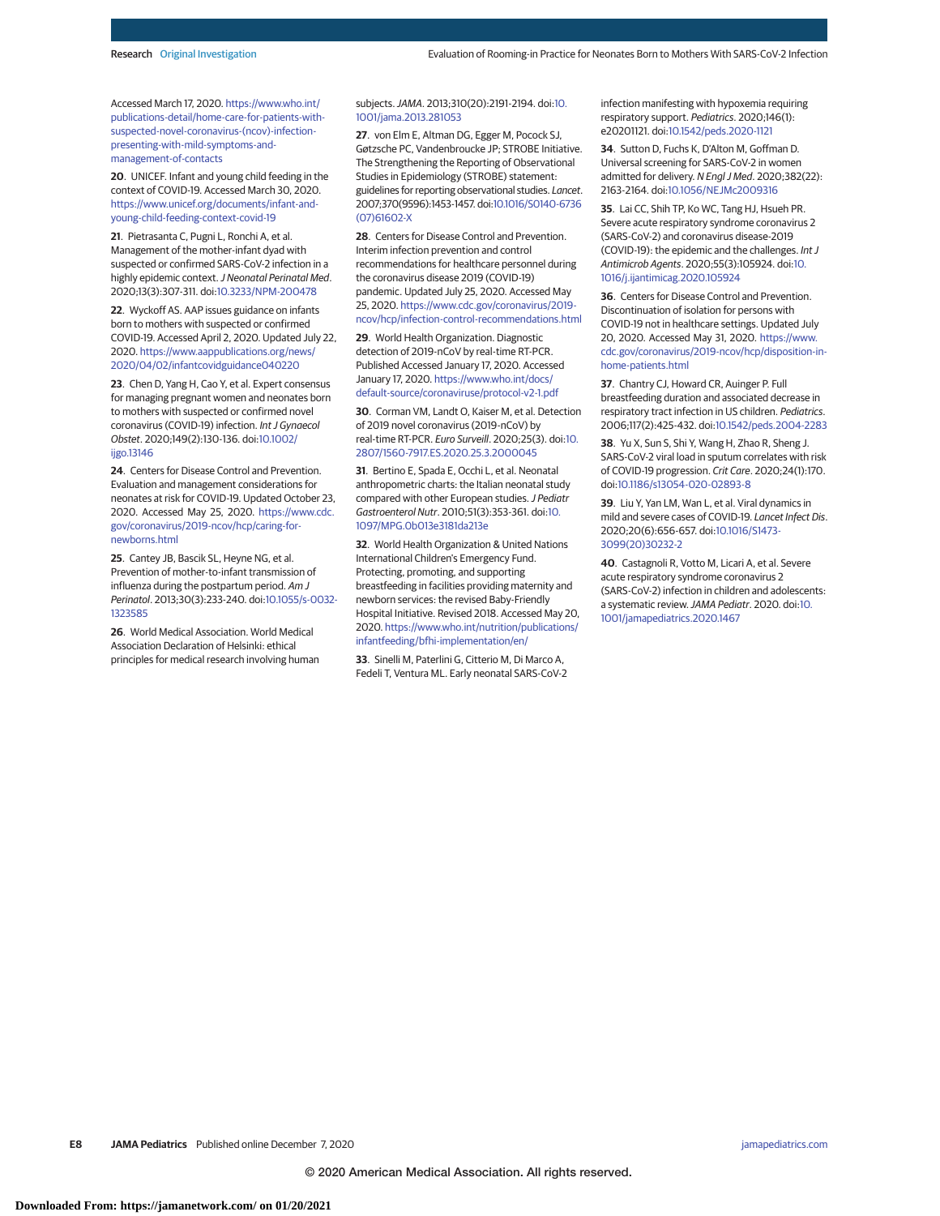Accessed March 17, 2020. https://www.who.int/publications-detail/home-care-for-patients-with-suspected-novel-coronavirus-(ncov)-infection-presenting-with-mild-symptoms-and-management-of-contacts

**20**. UNICEF. Infant and young child feeding in the context of COVID-19. Accessed March 30, 2020. https://www.unicef.org/documents/infant-and-young-child-feeding-context-covid-19

**21**. Pietrasanta C, Pugni L, Ronchi A, et al. Management of the mother-infant dyad with suspected or confirmed SARS-CoV-2 infection in a highly epidemic context. *J Neonatal Perinatal Med*. 2020;13(3):307-311. doi:10.3233/NPM-200478

**22**. Wyckoff AS. AAP issues guidance on infants born to mothers with suspected or confirmed COVID-19. Accessed April 2, 2020. Updated July 22, 2020. https://www.aappublications.org/news/2020/04/02/infantcovidguidance040220

**23**. Chen D, Yang H, Cao Y, et al. Expert consensus for managing pregnant women and neonates born to mothers with suspected or confirmed novel coronavirus (COVID-19) infection. *Int J Gynaecol Obstet*. 2020;149(2):130-136. doi:10.1002/ijgo.13146

**24**. Centers for Disease Control and Prevention. Evaluation and management considerations for neonates at risk for COVID-19. Updated October 23, 2020. Accessed May 25, 2020. https://www.cdc.gov/coronavirus/2019-ncov/hcp/caring-for-newborns.html

**25**. Cantey JB, Bascik SL, Heyne NG, et al. Prevention of mother-to-infant transmission of influenza during the postpartum period. *Am J Perinatol*. 2013;30(3):233-240. doi:10.1055/s-0032-1323585

**26**. World Medical Association. World Medical Association Declaration of Helsinki: ethical principles for medical research involving human subjects. *JAMA*. 2013;310(20):2191-2194. doi:10.1001/jama.2013.281053

**27**. von Elm E, Altman DG, Egger M, Pocock SJ, Gøtzsche PC, Vandenbroucke JP; STROBE Initiative. The Strengthening the Reporting of Observational Studies in Epidemiology (STROBE) statement: guidelines for reporting observational studies. *Lancet*. 2007;370(9596):1453-1457. doi:10.1016/S0140-6736(07)61602-X

**28**. Centers for Disease Control and Prevention. Interim infection prevention and control recommendations for healthcare personnel during the coronavirus disease 2019 (COVID-19) pandemic. Updated July 25, 2020. Accessed May 25, 2020. https://www.cdc.gov/coronavirus/2019-ncov/hcp/infection-control-recommendations.html

**29**. World Health Organization. Diagnostic detection of 2019-nCoV by real-time RT-PCR. Published Accessed January 17, 2020. Accessed January 17, 2020. https://www.who.int/docs/default-source/coronaviruse/protocol-v2-1.pdf

**30**. Corman VM, Landt O, Kaiser M, et al. Detection of 2019 novel coronavirus (2019-nCoV) by real-time RT-PCR. *Euro Surveill*. 2020;25(3). doi:10.2807/1560-7917.ES.2020.25.3.2000045

**31**. Bertino E, Spada E, Occhi L, et al. Neonatal anthropometric charts: the Italian neonatal study compared with other European studies. *J Pediatr Gastroenterol Nutr*. 2010;51(3):353-361. doi:10.1097/MPG.0b013e3181da213e

**32**. World Health Organization & United Nations International Children's Emergency Fund. Protecting, promoting, and supporting breastfeeding in facilities providing maternity and newborn services: the revised Baby-Friendly Hospital Initiative. Revised 2018. Accessed May 20, 2020. https://www.who.int/nutrition/publications/infantfeeding/bfhi-implementation/en/

**33**. Sinelli M, Paterlini G, Citterio M, Di Marco A, Fedeli T, Ventura ML. Early neonatal SARS-CoV-2 infection manifesting with hypoxemia requiring respiratory support. *Pediatrics*. 2020;146(1):e20201121. doi:10.1542/peds.2020-1121

**34**. Sutton D, Fuchs K, D'Alton M, Goffman D. Universal screening for SARS-CoV-2 in women admitted for delivery. *N Engl J Med*. 2020;382(22):2163-2164. doi:10.1056/NEJMc2009316

**35**. Lai CC, Shih TP, Ko WC, Tang HJ, Hsueh PR. Severe acute respiratory syndrome coronavirus 2 (SARS-CoV-2) and coronavirus disease-2019 (COVID-19): the epidemic and the challenges. *Int J Antimicrob Agents*. 2020;55(3):105924. doi:10.1016/j.ijantimicag.2020.105924

**36**. Centers for Disease Control and Prevention. Discontinuation of isolation for persons with COVID-19 not in healthcare settings. Updated July 20, 2020. Accessed May 31, 2020. https://www.cdc.gov/coronavirus/2019-ncov/hcp/disposition-in-home-patients.html

**37**. Chantry CJ, Howard CR, Auinger P. Full breastfeeding duration and associated decrease in respiratory tract infection in US children. *Pediatrics*. 2006;117(2):425-432. doi:10.1542/peds.2004-2283

**38**. Yu X, Sun S, Shi Y, Wang H, Zhao R, Sheng J. SARS-CoV-2 viral load in sputum correlates with risk of COVID-19 progression. *Crit Care*. 2020;24(1):170. doi:10.1186/s13054-020-02893-8

**39**. Liu Y, Yan LM, Wan L, et al. Viral dynamics in mild and severe cases of COVID-19. *Lancet Infect Dis*. 2020;20(6):656-657. doi:10.1016/S1473-3099(20)30232-2

**40**. Castagnoli R, Votto M, Licari A, et al. Severe acute respiratory syndrome coronavirus 2 (SARS-CoV-2) infection in children and adolescents: a systematic review. *JAMA Pediatr*. 2020. doi:10.1001/jamapediatrics.2020.1467